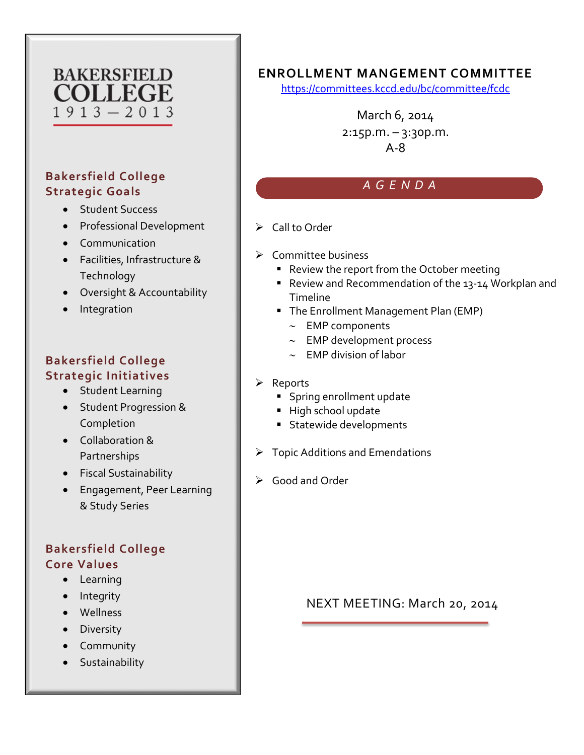BAKERSFIELD COLLEGE
1913 — 2013

## Bakersfield College Strategic Goals

- Student Success
- Professional Development
- Communication
- Facilities, Infrastructure & Technology
- Oversight & Accountability
- Integration

## Bakersfield College Strategic Initiatives

- Student Learning
- Student Progression & Completion
- Collaboration & Partnerships
- Fiscal Sustainability
- Engagement, Peer Learning & Study Series

## Bakersfield College Core Values

- Learning
- Integrity
- Wellness
- Diversity
- Community
- Sustainability

# ENROLLMENT MANGEMENT COMMITTEE

https://committees.kccd.edu/bc/committee/fcdc

March 6, 2014
2:15p.m. – 3:30p.m.
A-8

## AGENDA

- Call to Order
- Committee business
  - Review the report from the October meeting
  - Review and Recommendation of the 13-14 Workplan and Timeline
  - The Enrollment Management Plan (EMP)
    - ~ EMP components
    - ~ EMP development process
    - ~ EMP division of labor
- Reports
  - Spring enrollment update
  - High school update
  - Statewide developments
- Topic Additions and Emendations
- Good and Order

NEXT MEETING: March 20, 2014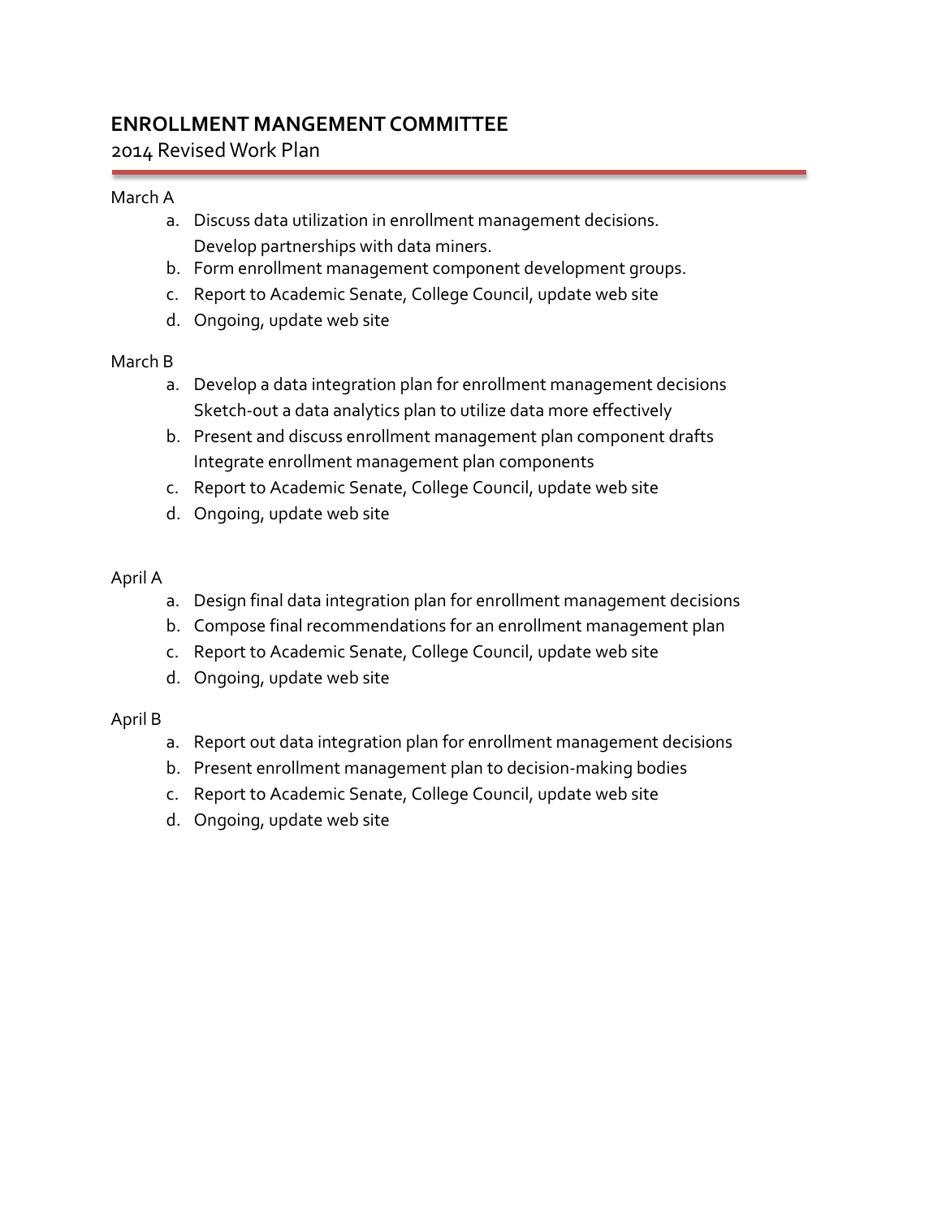# ENROLLMENT MANGEMENT COMMITTEE

2014 Revised Work Plan

March A

a. Discuss data utilization in enrollment management decisions.
   Develop partnerships with data miners.
b. Form enrollment management component development groups.
c. Report to Academic Senate, College Council, update web site
d. Ongoing, update web site

March B

a. Develop a data integration plan for enrollment management decisions
   Sketch-out a data analytics plan to utilize data more effectively
b. Present and discuss enrollment management plan component drafts
   Integrate enrollment management plan components
c. Report to Academic Senate, College Council, update web site
d. Ongoing, update web site

April A

a. Design final data integration plan for enrollment management decisions
b. Compose final recommendations for an enrollment management plan
c. Report to Academic Senate, College Council, update web site
d. Ongoing, update web site

April B

a. Report out data integration plan for enrollment management decisions
b. Present enrollment management plan to decision-making bodies
c. Report to Academic Senate, College Council, update web site
d. Ongoing, update web site